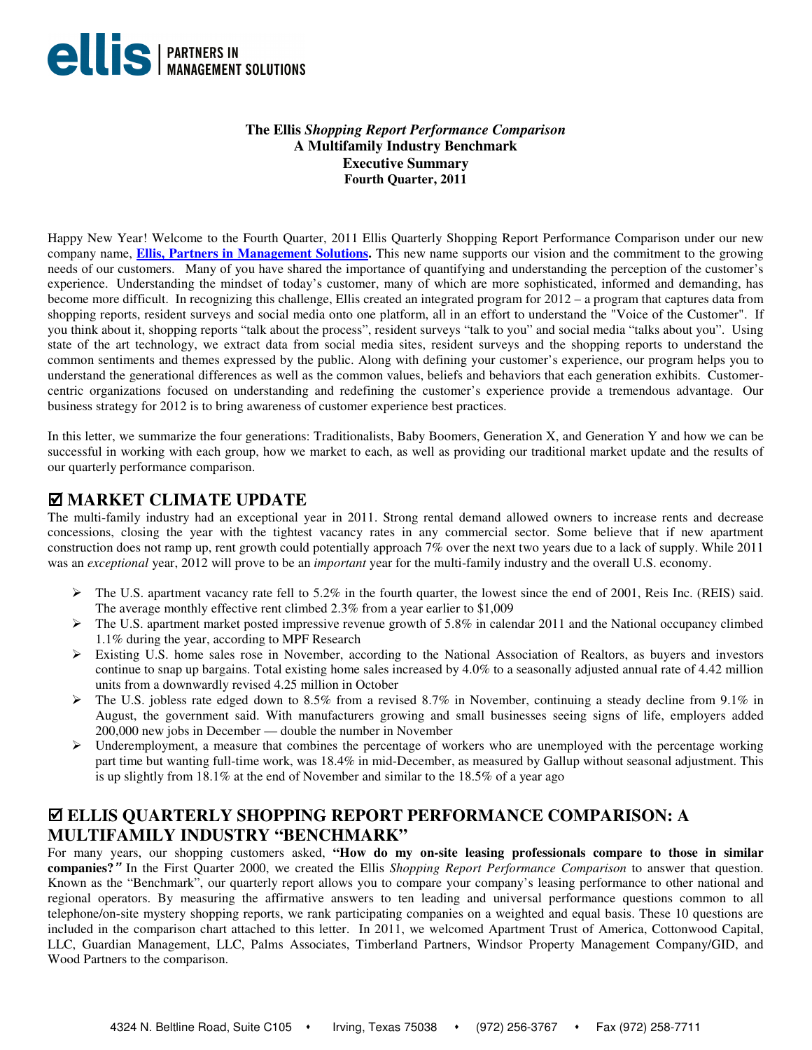**ellis** | PARTNERS IN MANAGEMENT SOLUTIONS

# The Ellis *Shopping Report Performance Comparison*
## A Multifamily Industry Benchmark
## Executive Summary
## Fourth Quarter, 2011

Happy New Year! Welcome to the Fourth Quarter, 2011 Ellis Quarterly Shopping Report Performance Comparison under our new company name, **Ellis, Partners in Management Solutions.** This new name supports our vision and the commitment to the growing needs of our customers. Many of you have shared the importance of quantifying and understanding the perception of the customer's experience. Understanding the mindset of today's customer, many of which are more sophisticated, informed and demanding, has become more difficult. In recognizing this challenge, Ellis created an integrated program for 2012 – a program that captures data from shopping reports, resident surveys and social media onto one platform, all in an effort to understand the "Voice of the Customer". If you think about it, shopping reports "talk about the process", resident surveys "talk to you" and social media "talks about you". Using state of the art technology, we extract data from social media sites, resident surveys and the shopping reports to understand the common sentiments and themes expressed by the public. Along with defining your customer's experience, our program helps you to understand the generational differences as well as the common values, beliefs and behaviors that each generation exhibits. Customer-centric organizations focused on understanding and redefining the customer's experience provide a tremendous advantage. Our business strategy for 2012 is to bring awareness of customer experience best practices.

In this letter, we summarize the four generations: Traditionalists, Baby Boomers, Generation X, and Generation Y and how we can be successful in working with each group, how we market to each, as well as providing our traditional market update and the results of our quarterly performance comparison.

## ☑ MARKET CLIMATE UPDATE

The multi-family industry had an exceptional year in 2011. Strong rental demand allowed owners to increase rents and decrease concessions, closing the year with the tightest vacancy rates in any commercial sector. Some believe that if new apartment construction does not ramp up, rent growth could potentially approach 7% over the next two years due to a lack of supply. While 2011 was an *exceptional* year, 2012 will prove to be an *important* year for the multi-family industry and the overall U.S. economy.

- The U.S. apartment vacancy rate fell to 5.2% in the fourth quarter, the lowest since the end of 2001, Reis Inc. (REIS) said. The average monthly effective rent climbed 2.3% from a year earlier to $1,009
- The U.S. apartment market posted impressive revenue growth of 5.8% in calendar 2011 and the National occupancy climbed 1.1% during the year, according to MPF Research
- Existing U.S. home sales rose in November, according to the National Association of Realtors, as buyers and investors continue to snap up bargains. Total existing home sales increased by 4.0% to a seasonally adjusted annual rate of 4.42 million units from a downwardly revised 4.25 million in October
- The U.S. jobless rate edged down to 8.5% from a revised 8.7% in November, continuing a steady decline from 9.1% in August, the government said. With manufacturers growing and small businesses seeing signs of life, employers added 200,000 new jobs in December — double the number in November
- Underemployment, a measure that combines the percentage of workers who are unemployed with the percentage working part time but wanting full-time work, was 18.4% in mid-December, as measured by Gallup without seasonal adjustment. This is up slightly from 18.1% at the end of November and similar to the 18.5% of a year ago

## ☑ ELLIS QUARTERLY SHOPPING REPORT PERFORMANCE COMPARISON: A MULTIFAMILY INDUSTRY "BENCHMARK"

For many years, our shopping customers asked, **"How do my on-site leasing professionals compare to those in similar companies?"** In the First Quarter 2000, we created the Ellis *Shopping Report Performance Comparison* to answer that question. Known as the "Benchmark", our quarterly report allows you to compare your company's leasing performance to other national and regional operators. By measuring the affirmative answers to ten leading and universal performance questions common to all telephone/on-site mystery shopping reports, we rank participating companies on a weighted and equal basis. These 10 questions are included in the comparison chart attached to this letter. In 2011, we welcomed Apartment Trust of America, Cottonwood Capital, LLC, Guardian Management, LLC, Palms Associates, Timberland Partners, Windsor Property Management Company/GID, and Wood Partners to the comparison.

4324 N. Beltline Road, Suite C105 • Irving, Texas 75038 • (972) 256-3767 • Fax (972) 258-7711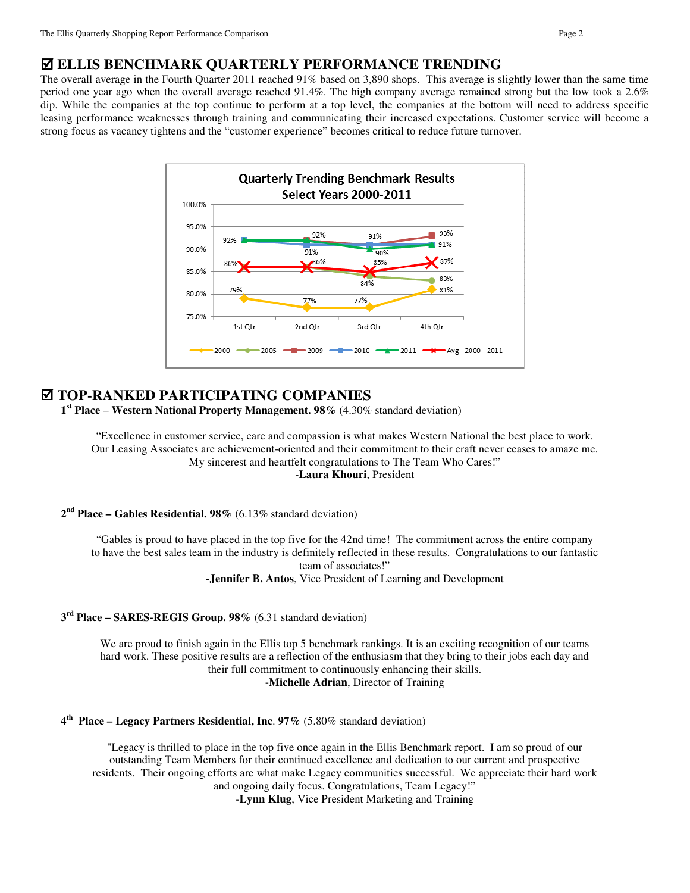## ☑ ELLIS BENCHMARK QUARTERLY PERFORMANCE TRENDING

The overall average in the Fourth Quarter 2011 reached 91% based on 3,890 shops. This average is slightly lower than the same time period one year ago when the overall average reached 91.4%. The high company average remained strong but the low took a 2.6% dip. While the companies at the top continue to perform at a top level, the companies at the bottom will need to address specific leasing performance weaknesses through training and communicating their increased expectations. Customer service will become a strong focus as vacancy tightens and the "customer experience" becomes critical to reduce future turnover.

## ☑ TOP-RANKED PARTICIPATING COMPANIES

**1st Place – Western National Property Management. 98%** (4.30% standard deviation)

"Excellence in customer service, care and compassion is what makes Western National the best place to work. Our Leasing Associates are achievement-oriented and their commitment to their craft never ceases to amaze me. My sincerest and heartfelt congratulations to The Team Who Cares!"
-**Laura Khouri**, President

**2nd Place – Gables Residential. 98%** (6.13% standard deviation)

"Gables is proud to have placed in the top five for the 42nd time! The commitment across the entire company to have the best sales team in the industry is definitely reflected in these results. Congratulations to our fantastic team of associates!"
**-Jennifer B. Antos**, Vice President of Learning and Development

**3rd Place – SARES-REGIS Group. 98%** (6.31 standard deviation)

We are proud to finish again in the Ellis top 5 benchmark rankings. It is an exciting recognition of our teams hard work. These positive results are a reflection of the enthusiasm that they bring to their jobs each day and their full commitment to continuously enhancing their skills.
**-Michelle Adrian**, Director of Training

**4th Place – Legacy Partners Residential, Inc. 97%** (5.80% standard deviation)

"Legacy is thrilled to place in the top five once again in the Ellis Benchmark report. I am so proud of our outstanding Team Members for their continued excellence and dedication to our current and prospective residents. Their ongoing efforts are what make Legacy communities successful. We appreciate their hard work and ongoing daily focus. Congratulations, Team Legacy!"
**-Lynn Klug**, Vice President Marketing and Training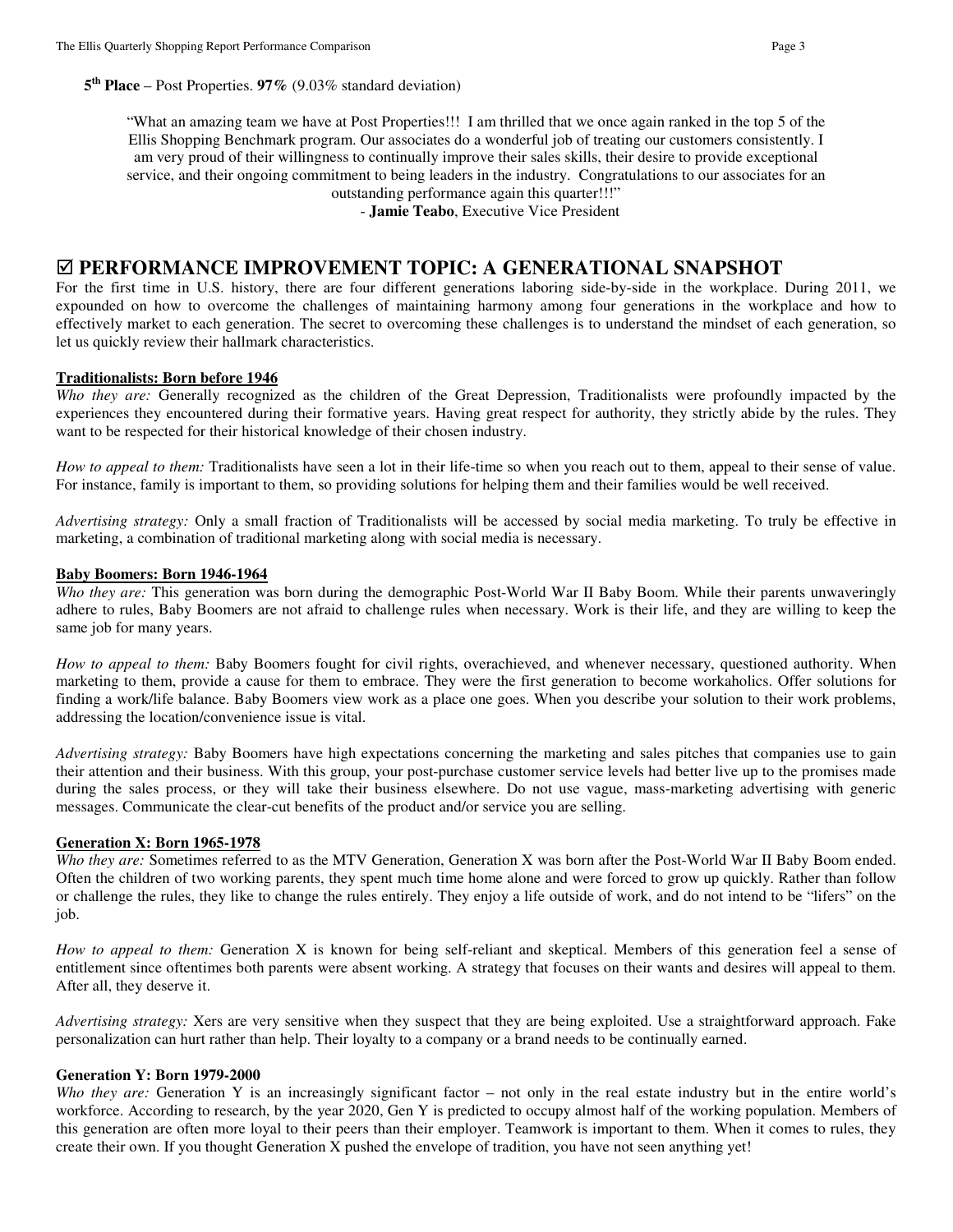**5th Place** – Post Properties. **97%** (9.03% standard deviation)

> "What an amazing team we have at Post Properties!!! I am thrilled that we once again ranked in the top 5 of the Ellis Shopping Benchmark program. Our associates do a wonderful job of treating our customers consistently. I am very proud of their willingness to continually improve their sales skills, their desire to provide exceptional service, and their ongoing commitment to being leaders in the industry. Congratulations to our associates for an outstanding performance again this quarter!!!"
>
> \- **Jamie Teabo**, Executive Vice President

## ☑ PERFORMANCE IMPROVEMENT TOPIC: A GENERATIONAL SNAPSHOT

For the first time in U.S. history, there are four different generations laboring side-by-side in the workplace. During 2011, we expounded on how to overcome the challenges of maintaining harmony among four generations in the workplace and how to effectively market to each generation. The secret to overcoming these challenges is to understand the mindset of each generation, so let us quickly review their hallmark characteristics.

### Traditionalists: Born before 1946

*Who they are:* Generally recognized as the children of the Great Depression, Traditionalists were profoundly impacted by the experiences they encountered during their formative years. Having great respect for authority, they strictly abide by the rules. They want to be respected for their historical knowledge of their chosen industry.

*How to appeal to them:* Traditionalists have seen a lot in their life-time so when you reach out to them, appeal to their sense of value. For instance, family is important to them, so providing solutions for helping them and their families would be well received.

*Advertising strategy:* Only a small fraction of Traditionalists will be accessed by social media marketing. To truly be effective in marketing, a combination of traditional marketing along with social media is necessary.

### Baby Boomers: Born 1946-1964

*Who they are:* This generation was born during the demographic Post-World War II Baby Boom. While their parents unwaveringly adhere to rules, Baby Boomers are not afraid to challenge rules when necessary. Work is their life, and they are willing to keep the same job for many years.

*How to appeal to them:* Baby Boomers fought for civil rights, overachieved, and whenever necessary, questioned authority. When marketing to them, provide a cause for them to embrace. They were the first generation to become workaholics. Offer solutions for finding a work/life balance. Baby Boomers view work as a place one goes. When you describe your solution to their work problems, addressing the location/convenience issue is vital.

*Advertising strategy:* Baby Boomers have high expectations concerning the marketing and sales pitches that companies use to gain their attention and their business. With this group, your post-purchase customer service levels had better live up to the promises made during the sales process, or they will take their business elsewhere. Do not use vague, mass-marketing advertising with generic messages. Communicate the clear-cut benefits of the product and/or service you are selling.

### Generation X: Born 1965-1978

*Who they are:* Sometimes referred to as the MTV Generation, Generation X was born after the Post-World War II Baby Boom ended. Often the children of two working parents, they spent much time home alone and were forced to grow up quickly. Rather than follow or challenge the rules, they like to change the rules entirely. They enjoy a life outside of work, and do not intend to be "lifers" on the job.

*How to appeal to them:* Generation X is known for being self-reliant and skeptical. Members of this generation feel a sense of entitlement since oftentimes both parents were absent working. A strategy that focuses on their wants and desires will appeal to them. After all, they deserve it.

*Advertising strategy:* Xers are very sensitive when they suspect that they are being exploited. Use a straightforward approach. Fake personalization can hurt rather than help. Their loyalty to a company or a brand needs to be continually earned.

### Generation Y: Born 1979-2000

*Who they are:* Generation Y is an increasingly significant factor – not only in the real estate industry but in the entire world's workforce. According to research, by the year 2020, Gen Y is predicted to occupy almost half of the working population. Members of this generation are often more loyal to their peers than their employer. Teamwork is important to them. When it comes to rules, they create their own. If you thought Generation X pushed the envelope of tradition, you have not seen anything yet!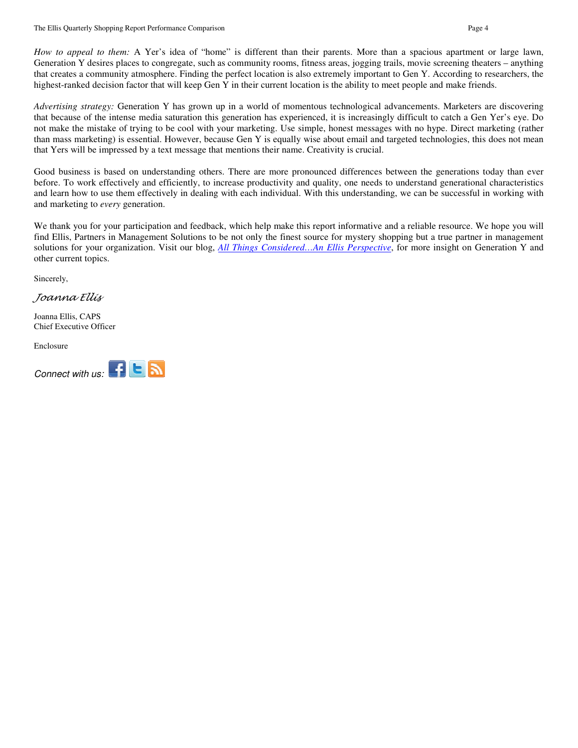*How to appeal to them:* A Yer's idea of "home" is different than their parents. More than a spacious apartment or large lawn, Generation Y desires places to congregate, such as community rooms, fitness areas, jogging trails, movie screening theaters – anything that creates a community atmosphere. Finding the perfect location is also extremely important to Gen Y. According to researchers, the highest-ranked decision factor that will keep Gen Y in their current location is the ability to meet people and make friends.

*Advertising strategy:* Generation Y has grown up in a world of momentous technological advancements. Marketers are discovering that because of the intense media saturation this generation has experienced, it is increasingly difficult to catch a Gen Yer's eye. Do not make the mistake of trying to be cool with your marketing. Use simple, honest messages with no hype. Direct marketing (rather than mass marketing) is essential. However, because Gen Y is equally wise about email and targeted technologies, this does not mean that Yers will be impressed by a text message that mentions their name. Creativity is crucial.

Good business is based on understanding others. There are more pronounced differences between the generations today than ever before. To work effectively and efficiently, to increase productivity and quality, one needs to understand generational characteristics and learn how to use them effectively in dealing with each individual. With this understanding, we can be successful in working with and marketing to *every* generation.

We thank you for your participation and feedback, which help make this report informative and a reliable resource. We hope you will find Ellis, Partners in Management Solutions to be not only the finest source for mystery shopping but a true partner in management solutions for your organization. Visit our blog, *All Things Considered…An Ellis Perspective*, for more insight on Generation Y and other current topics.

Sincerely,

*Joanna Ellis*

Joanna Ellis, CAPS
Chief Executive Officer

Enclosure

*Connect with us:*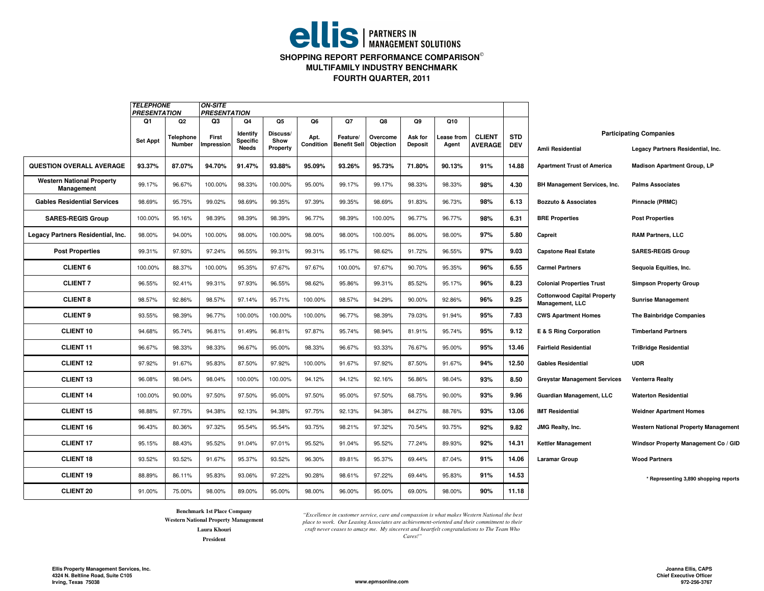**ellis | PARTNERS IN MANAGEMENT SOLUTIONS**

# SHOPPING REPORT PERFORMANCE COMPARISON©
## MULTIFAMILY INDUSTRY BENCHMARK
## FOURTH QUARTER, 2011

| | *TELEPHONE PRESENTATION* | | *ON-SITE PRESENTATION* | | | | | | | | | |
|---|---|---|---|---|---|---|---|---|---|---|---|---|
| | Q1 | Q2 | Q3 | Q4 | Q5 | Q6 | Q7 | Q8 | Q9 | Q10 | | |
| | Set Appt | Telephone Number | First Impression | Identify Specific Needs | Discuss/ Show Property | Apt. Condition | Feature/ Benefit Sell | Overcome Objection | Ask for Deposit | Lease from Agent | CLIENT AVERAGE | STD DEV |
| **QUESTION OVERALL AVERAGE** | **93.37%** | **87.07%** | **94.70%** | **91.47%** | **93.88%** | **95.09%** | **93.26%** | **95.73%** | **71.80%** | **90.13%** | **91%** | **14.88** |
| **Western National Property Management** | 99.17% | 96.67% | 100.00% | 98.33% | 100.00% | 95.00% | 99.17% | 99.17% | 98.33% | 98.33% | **98%** | **4.30** |
| **Gables Residential Services** | 98.69% | 95.75% | 99.02% | 98.69% | 99.35% | 97.39% | 99.35% | 98.69% | 91.83% | 96.73% | **98%** | **6.13** |
| **SARES-REGIS Group** | 100.00% | 95.16% | 98.39% | 98.39% | 98.39% | 96.77% | 98.39% | 100.00% | 96.77% | 96.77% | **98%** | **6.31** |
| **Legacy Partners Residential, Inc.** | 98.00% | 94.00% | 100.00% | 98.00% | 100.00% | 98.00% | 98.00% | 100.00% | 86.00% | 98.00% | **97%** | **5.80** |
| **Post Properties** | 99.31% | 97.93% | 97.24% | 96.55% | 99.31% | 99.31% | 95.17% | 98.62% | 91.72% | 96.55% | **97%** | **9.03** |
| **CLIENT 6** | 100.00% | 88.37% | 100.00% | 95.35% | 97.67% | 97.67% | 100.00% | 97.67% | 90.70% | 95.35% | **96%** | **6.55** |
| **CLIENT 7** | 96.55% | 92.41% | 99.31% | 97.93% | 96.55% | 98.62% | 95.86% | 99.31% | 85.52% | 95.17% | **96%** | **8.23** |
| **CLIENT 8** | 98.57% | 92.86% | 98.57% | 97.14% | 95.71% | 100.00% | 98.57% | 94.29% | 90.00% | 92.86% | **96%** | **9.25** |
| **CLIENT 9** | 93.55% | 98.39% | 96.77% | 100.00% | 100.00% | 100.00% | 96.77% | 98.39% | 79.03% | 91.94% | **95%** | **7.83** |
| **CLIENT 10** | 94.68% | 95.74% | 96.81% | 91.49% | 96.81% | 97.87% | 95.74% | 98.94% | 81.91% | 95.74% | **95%** | **9.12** |
| **CLIENT 11** | 96.67% | 98.33% | 98.33% | 96.67% | 95.00% | 98.33% | 96.67% | 93.33% | 76.67% | 95.00% | **95%** | **13.46** |
| **CLIENT 12** | 97.92% | 91.67% | 95.83% | 87.50% | 97.92% | 100.00% | 91.67% | 97.92% | 87.50% | 91.67% | **94%** | **12.50** |
| **CLIENT 13** | 96.08% | 98.04% | 98.04% | 100.00% | 100.00% | 94.12% | 94.12% | 92.16% | 56.86% | 98.04% | **93%** | **8.50** |
| **CLIENT 14** | 100.00% | 90.00% | 97.50% | 97.50% | 95.00% | 97.50% | 95.00% | 97.50% | 68.75% | 90.00% | **93%** | **9.96** |
| **CLIENT 15** | 98.88% | 97.75% | 94.38% | 92.13% | 94.38% | 97.75% | 92.13% | 94.38% | 84.27% | 88.76% | **93%** | **13.06** |
| **CLIENT 16** | 96.43% | 80.36% | 97.32% | 95.54% | 95.54% | 93.75% | 98.21% | 97.32% | 70.54% | 93.75% | **92%** | **9.82** |
| **CLIENT 17** | 95.15% | 88.43% | 95.52% | 91.04% | 97.01% | 95.52% | 91.04% | 95.52% | 77.24% | 89.93% | **92%** | **14.31** |
| **CLIENT 18** | 93.52% | 93.52% | 91.67% | 95.37% | 93.52% | 96.30% | 89.81% | 95.37% | 69.44% | 87.04% | **91%** | **14.06** |
| **CLIENT 19** | 88.89% | 86.11% | 95.83% | 93.06% | 97.22% | 90.28% | 98.61% | 97.22% | 69.44% | 95.83% | **91%** | **14.53** |
| **CLIENT 20** | 91.00% | 75.00% | 98.00% | 89.00% | 95.00% | 98.00% | 96.00% | 95.00% | 69.00% | 98.00% | **90%** | **11.18** |

### Participating Companies

| | |
|---|---|
| **Amli Residential** | **Legacy Partners Residential, Inc.** |
| **Apartment Trust of America** | **Madison Apartment Group, LP** |
| **BH Management Services, Inc.** | **Palms Associates** |
| **Bozzuto & Associates** | **Pinnacle (PRMC)** |
| **BRE Properties** | **Post Properties** |
| **Capreit** | **RAM Partners, LLC** |
| **Capstone Real Estate** | **SARES•REGIS Group** |
| **Carmel Partners** | **Sequoia Equities, Inc.** |
| **Colonial Properties Trust** | **Simpson Property Group** |
| **Cottonwood Capital Property Management, LLC** | **Sunrise Management** |
| **CWS Apartment Homes** | **The Bainbridge Companies** |
| **E & S Ring Corporation** | **Timberland Partners** |
| **Fairfield Residential** | **TriBridge Residential** |
| **Gables Residential** | **UDR** |
| **Greystar Management Services** | **Venterra Realty** |
| **Guardian Management, LLC** | **Waterton Residential** |
| **IMT Residential** | **Weidner Apartment Homes** |
| **JMG Realty, Inc.** | **Western National Property Management** |
| **Kettler Management** | **Windsor Property Management Co / GID** |
| **Laramar Group** | **Wood Partners** |

**\* Representing 3,890 shopping reports**

**Benchmark 1st Place Company**
**Western National Property Management**
**Laura Khouri**
**President**

*"Excellence in customer service, care and compassion is what makes Western National the best place to work. Our Leasing Associates are achievement-oriented and their commitment to their craft never ceases to amaze me. My sincerest and heartfelt congratulations to The Team Who Cares!"*

**Ellis Property Management Services, Inc.**
**4324 N. Beltline Road, Suite C105**
**Irving, Texas 75038**

**www.epmsonline.com**

**Joanna Ellis, CAPS**
**Chief Executive Officer**
**972-256-3767**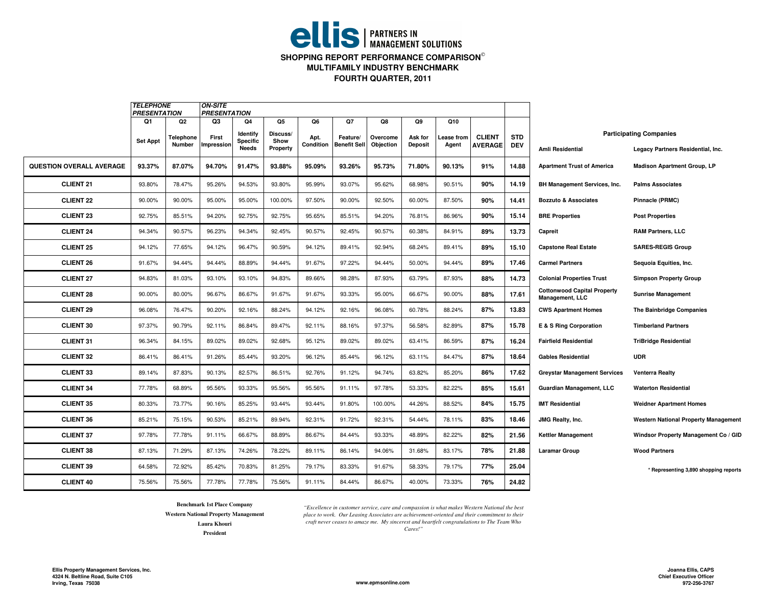ellis | PARTNERS IN MANAGEMENT SOLUTIONS

# SHOPPING REPORT PERFORMANCE COMPARISON©
## MULTIFAMILY INDUSTRY BENCHMARK
## FOURTH QUARTER, 2011

| | TELEPHONE PRESENTATION | | ON-SITE PRESENTATION | | | | | | | | | |
|---|---|---|---|---|---|---|---|---|---|---|---|---|
| | Q1 | Q2 | Q3 | Q4 | Q5 | Q6 | Q7 | Q8 | Q9 | Q10 | | |
| | Set Appt | Telephone Number | First Impression | Identify Specific Needs | Discuss/ Show Property | Apt. Condition | Feature/ Benefit Sell | Overcome Objection | Ask for Deposit | Lease from Agent | CLIENT AVERAGE | STD DEV |
| **QUESTION OVERALL AVERAGE** | **93.37%** | **87.07%** | **94.70%** | **91.47%** | **93.88%** | **95.09%** | **93.26%** | **95.73%** | **71.80%** | **90.13%** | **91%** | **14.88** |
| **CLIENT 21** | 93.80% | 78.47% | 95.26% | 94.53% | 93.80% | 95.99% | 93.07% | 95.62% | 68.98% | 90.51% | **90%** | **14.19** |
| **CLIENT 22** | 90.00% | 90.00% | 95.00% | 95.00% | 100.00% | 97.50% | 90.00% | 92.50% | 60.00% | 87.50% | **90%** | **14.41** |
| **CLIENT 23** | 92.75% | 85.51% | 94.20% | 92.75% | 92.75% | 95.65% | 85.51% | 94.20% | 76.81% | 86.96% | **90%** | **15.14** |
| **CLIENT 24** | 94.34% | 90.57% | 96.23% | 94.34% | 92.45% | 90.57% | 92.45% | 90.57% | 60.38% | 84.91% | **89%** | **13.73** |
| **CLIENT 25** | 94.12% | 77.65% | 94.12% | 96.47% | 90.59% | 94.12% | 89.41% | 92.94% | 68.24% | 89.41% | **89%** | **15.10** |
| **CLIENT 26** | 91.67% | 94.44% | 94.44% | 88.89% | 94.44% | 91.67% | 97.22% | 94.44% | 50.00% | 94.44% | **89%** | **17.46** |
| **CLIENT 27** | 94.83% | 81.03% | 93.10% | 93.10% | 94.83% | 89.66% | 98.28% | 87.93% | 63.79% | 87.93% | **88%** | **14.73** |
| **CLIENT 28** | 90.00% | 80.00% | 96.67% | 86.67% | 91.67% | 91.67% | 93.33% | 95.00% | 66.67% | 90.00% | **88%** | **17.61** |
| **CLIENT 29** | 96.08% | 76.47% | 90.20% | 92.16% | 88.24% | 94.12% | 92.16% | 96.08% | 60.78% | 88.24% | **87%** | **13.83** |
| **CLIENT 30** | 97.37% | 90.79% | 92.11% | 86.84% | 89.47% | 92.11% | 88.16% | 97.37% | 56.58% | 82.89% | **87%** | **15.78** |
| **CLIENT 31** | 96.34% | 84.15% | 89.02% | 89.02% | 92.68% | 95.12% | 89.02% | 89.02% | 63.41% | 86.59% | **87%** | **16.24** |
| **CLIENT 32** | 86.41% | 86.41% | 91.26% | 85.44% | 93.20% | 96.12% | 85.44% | 96.12% | 63.11% | 84.47% | **87%** | **18.64** |
| **CLIENT 33** | 89.14% | 87.83% | 90.13% | 82.57% | 86.51% | 92.76% | 91.12% | 94.74% | 63.82% | 85.20% | **86%** | **17.62** |
| **CLIENT 34** | 77.78% | 68.89% | 95.56% | 93.33% | 95.56% | 95.56% | 91.11% | 97.78% | 53.33% | 82.22% | **85%** | **15.61** |
| **CLIENT 35** | 80.33% | 73.77% | 90.16% | 85.25% | 93.44% | 93.44% | 91.80% | 100.00% | 44.26% | 88.52% | **84%** | **15.75** |
| **CLIENT 36** | 85.21% | 75.15% | 90.53% | 85.21% | 89.94% | 92.31% | 91.72% | 92.31% | 54.44% | 78.11% | **83%** | **18.46** |
| **CLIENT 37** | 97.78% | 77.78% | 91.11% | 66.67% | 88.89% | 86.67% | 84.44% | 93.33% | 48.89% | 82.22% | **82%** | **21.56** |
| **CLIENT 38** | 87.13% | 71.29% | 87.13% | 74.26% | 78.22% | 89.11% | 86.14% | 94.06% | 31.68% | 83.17% | **78%** | **21.88** |
| **CLIENT 39** | 64.58% | 72.92% | 85.42% | 70.83% | 81.25% | 79.17% | 83.33% | 91.67% | 58.33% | 79.17% | **77%** | **25.04** |
| **CLIENT 40** | 75.56% | 75.56% | 77.78% | 77.78% | 75.56% | 91.11% | 84.44% | 86.67% | 40.00% | 73.33% | **76%** | **24.82** |

**Participating Companies**

| | |
|---|---|
| **Amli Residential** | **Legacy Partners Residential, Inc.** |
| **Apartment Trust of America** | **Madison Apartment Group, LP** |
| **BH Management Services, Inc.** | **Palms Associates** |
| **Bozzuto & Associates** | **Pinnacle (PRMC)** |
| **BRE Properties** | **Post Properties** |
| **Capreit** | **RAM Partners, LLC** |
| **Capstone Real Estate** | **SARES•REGIS Group** |
| **Carmel Partners** | **Sequoia Equities, Inc.** |
| **Colonial Properties Trust** | **Simpson Property Group** |
| **Cottonwood Capital Property Management, LLC** | **Sunrise Management** |
| **CWS Apartment Homes** | **The Bainbridge Companies** |
| **E & S Ring Corporation** | **Timberland Partners** |
| **Fairfield Residential** | **TriBridge Residential** |
| **Gables Residential** | **UDR** |
| **Greystar Management Services** | **Venterra Realty** |
| **Guardian Management, LLC** | **Waterton Residential** |
| **IMT Residential** | **Weidner Apartment Homes** |
| **JMG Realty, Inc.** | **Western National Property Management** |
| **Kettler Management** | **Windsor Property Management Co / GID** |
| **Laramar Group** | **Wood Partners** |

**\* Representing 3,890 shopping reports**

**Benchmark 1st Place Company**
**Western National Property Management**
**Laura Khouri**
**President**

*"Excellence in customer service, care and compassion is what makes Western National the best place to work. Our Leasing Associates are achievement-oriented and their commitment to their craft never ceases to amaze me. My sincerest and heartfelt congratulations to The Team Who Cares!"*

**Ellis Property Management Services, Inc.**
**4324 N. Beltline Road, Suite C105**
**Irving, Texas 75038**

**www.epmsonline.com**

**Joanna Ellis, CAPS**
**Chief Executive Officer**
**972-256-3767**